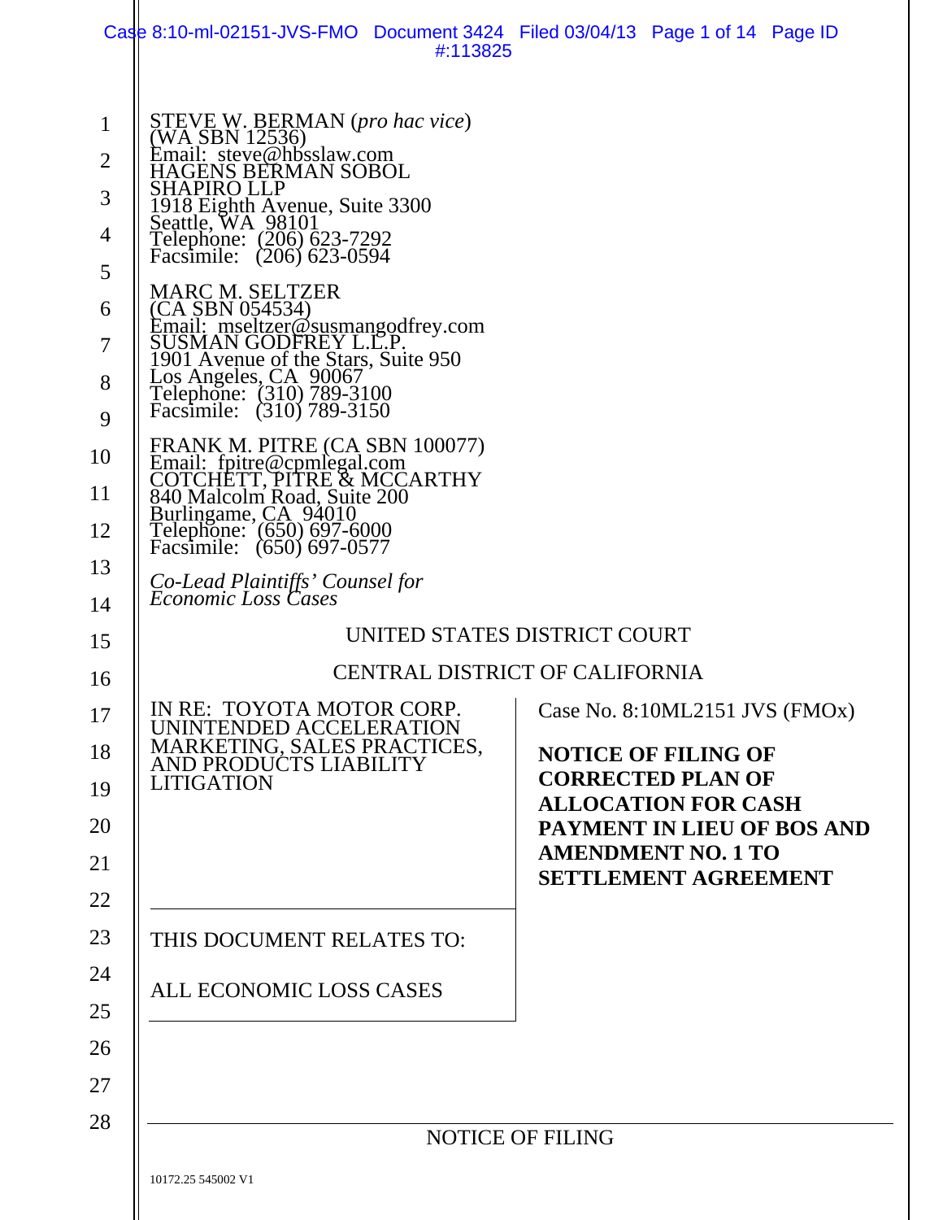STEVE W. BERMAN (*pro hac vice*)
(WA SBN 12536)
Email: steve@hbsslaw.com
HAGENS BERMAN SOBOL
SHAPIRO LLP
1918 Eighth Avenue, Suite 3300
Seattle, WA 98101
Telephone: (206) 623-7292
Facsimile: (206) 623-0594

MARC M. SELTZER
(CA SBN 054534)
Email: mseltzer@susmangodfrey.com
SUSMAN GODFREY L.L.P.
1901 Avenue of the Stars, Suite 950
Los Angeles, CA 90067
Telephone: (310) 789-3100
Facsimile: (310) 789-3150

FRANK M. PITRE (CA SBN 100077)
Email: fpitre@cpmlegal.com
COTCHETT, PITRE & MCCARTHY
840 Malcolm Road, Suite 200
Burlingame, CA 94010
Telephone: (650) 697-6000
Facsimile: (650) 697-0577

*Co-Lead Plaintiffs' Counsel for Economic Loss Cases*

UNITED STATES DISTRICT COURT

CENTRAL DISTRICT OF CALIFORNIA

IN RE: TOYOTA MOTOR CORP. UNINTENDED ACCELERATION MARKETING, SALES PRACTICES, AND PRODUCTS LIABILITY LITIGATION

Case No. 8:10ML2151 JVS (FMOx)

**NOTICE OF FILING OF CORRECTED PLAN OF ALLOCATION FOR CASH PAYMENT IN LIEU OF BOS AND AMENDMENT NO. 1 TO SETTLEMENT AGREEMENT**

THIS DOCUMENT RELATES TO:

ALL ECONOMIC LOSS CASES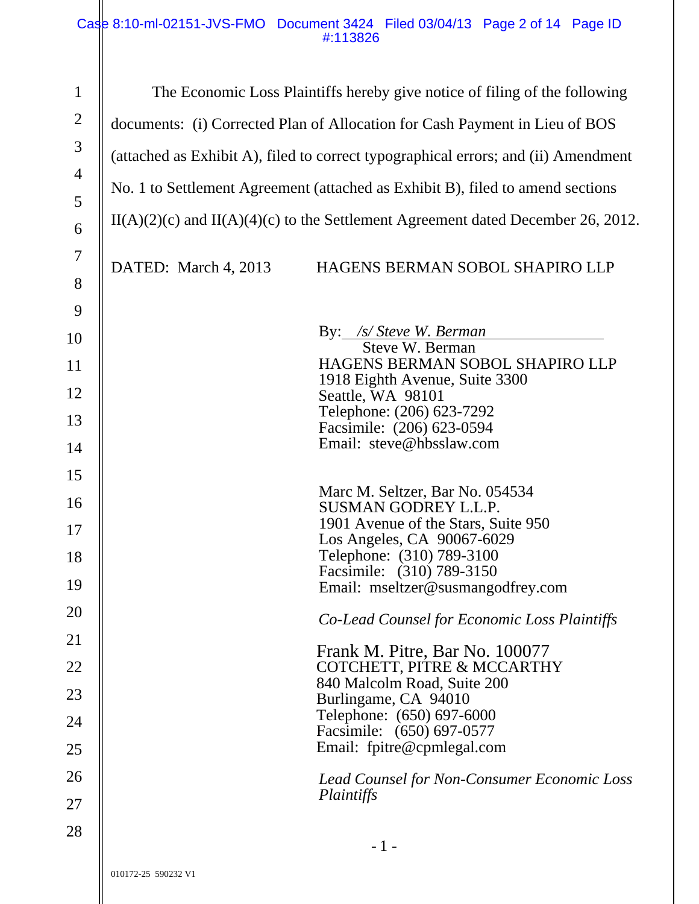The Economic Loss Plaintiffs hereby give notice of filing of the following documents: (i) Corrected Plan of Allocation for Cash Payment in Lieu of BOS (attached as Exhibit A), filed to correct typographical errors; and (ii) Amendment No. 1 to Settlement Agreement (attached as Exhibit B), filed to amend sections II(A)(2)(c) and II(A)(4)(c) to the Settlement Agreement dated December 26, 2012.

DATED: March 4, 2013

HAGENS BERMAN SOBOL SHAPIRO LLP

By: */s/ Steve W. Berman*
Steve W. Berman
HAGENS BERMAN SOBOL SHAPIRO LLP
1918 Eighth Avenue, Suite 3300
Seattle, WA 98101
Telephone: (206) 623-7292
Facsimile: (206) 623-0594
Email: steve@hbsslaw.com

Marc M. Seltzer, Bar No. 054534
SUSMAN GODREY L.L.P.
1901 Avenue of the Stars, Suite 950
Los Angeles, CA 90067-6029
Telephone: (310) 789-3100
Facsimile: (310) 789-3150
Email: mseltzer@susmangodfrey.com

*Co-Lead Counsel for Economic Loss Plaintiffs*

Frank M. Pitre, Bar No. 100077
COTCHETT, PITRE & MCCARTHY
840 Malcolm Road, Suite 200
Burlingame, CA 94010
Telephone: (650) 697-6000
Facsimile: (650) 697-0577
Email: fpitre@cpmlegal.com

*Lead Counsel for Non-Consumer Economic Loss Plaintiffs*

010172-25 590232 V1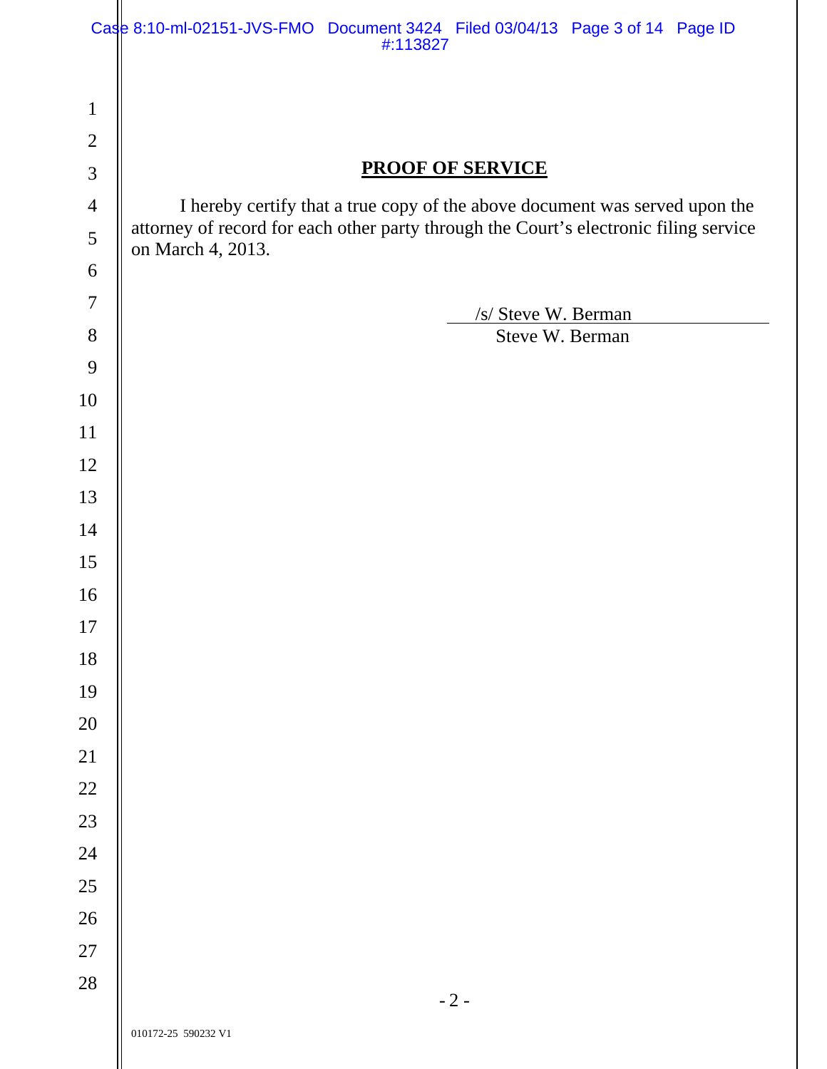## PROOF OF SERVICE

I hereby certify that a true copy of the above document was served upon the attorney of record for each other party through the Court's electronic filing service on March 4, 2013.

/s/ Steve W. Berman
Steve W. Berman

010172-25 590232 V1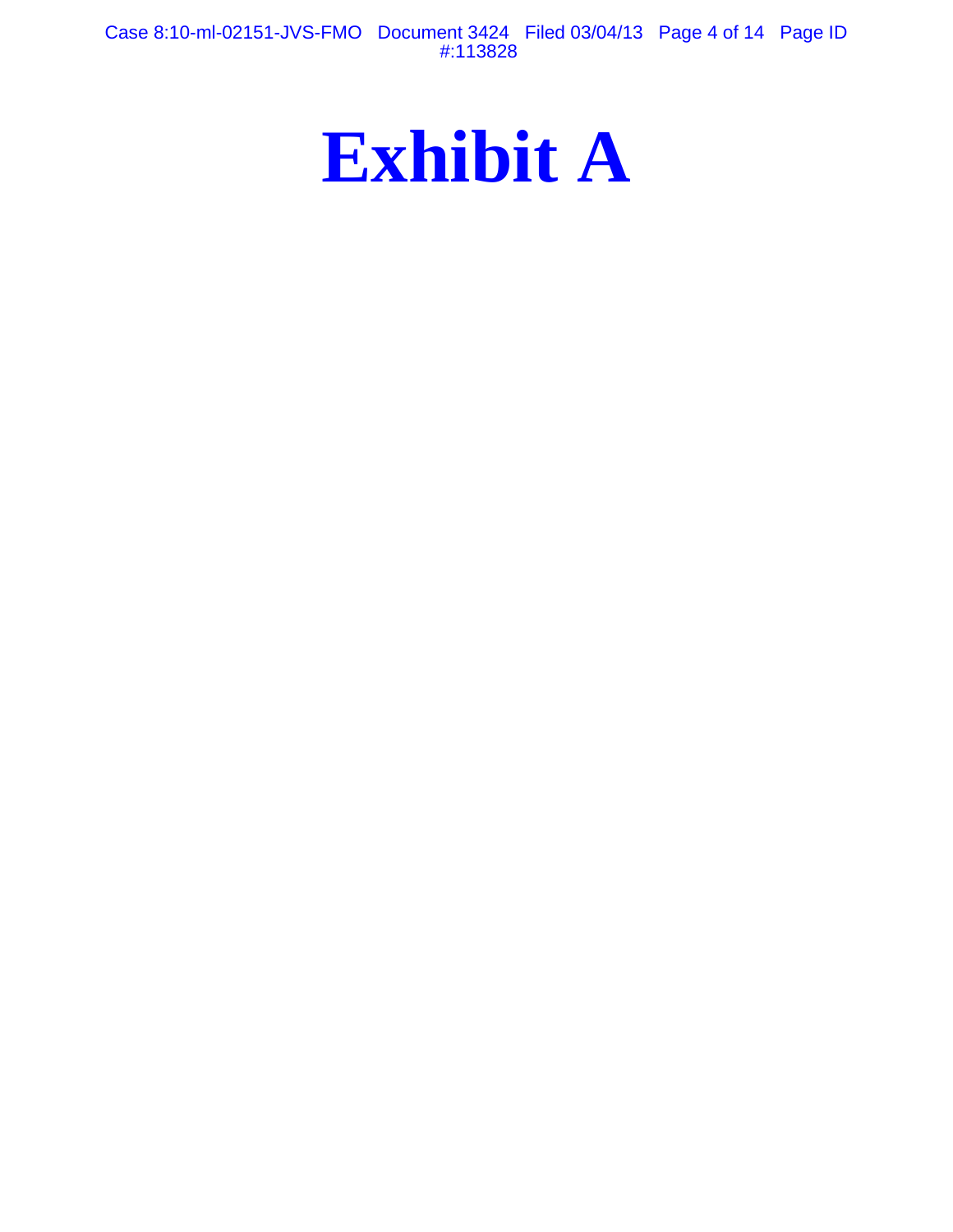# Exhibit A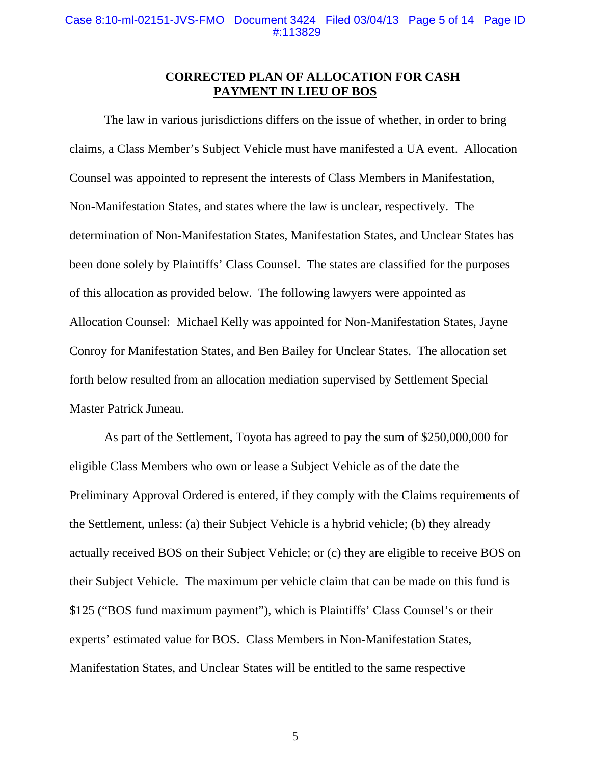## CORRECTED PLAN OF ALLOCATION FOR CASH PAYMENT IN LIEU OF BOS

The law in various jurisdictions differs on the issue of whether, in order to bring claims, a Class Member's Subject Vehicle must have manifested a UA event. Allocation Counsel was appointed to represent the interests of Class Members in Manifestation, Non-Manifestation States, and states where the law is unclear, respectively. The determination of Non-Manifestation States, Manifestation States, and Unclear States has been done solely by Plaintiffs' Class Counsel. The states are classified for the purposes of this allocation as provided below. The following lawyers were appointed as Allocation Counsel: Michael Kelly was appointed for Non-Manifestation States, Jayne Conroy for Manifestation States, and Ben Bailey for Unclear States. The allocation set forth below resulted from an allocation mediation supervised by Settlement Special Master Patrick Juneau.

As part of the Settlement, Toyota has agreed to pay the sum of $250,000,000 for eligible Class Members who own or lease a Subject Vehicle as of the date the Preliminary Approval Ordered is entered, if they comply with the Claims requirements of the Settlement, unless: (a) their Subject Vehicle is a hybrid vehicle; (b) they already actually received BOS on their Subject Vehicle; or (c) they are eligible to receive BOS on their Subject Vehicle. The maximum per vehicle claim that can be made on this fund is $125 ("BOS fund maximum payment"), which is Plaintiffs' Class Counsel's or their experts' estimated value for BOS. Class Members in Non-Manifestation States, Manifestation States, and Unclear States will be entitled to the same respective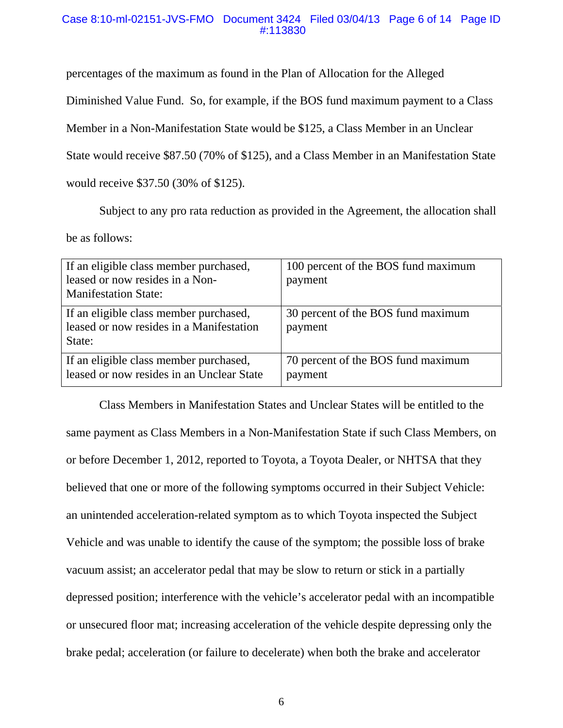percentages of the maximum as found in the Plan of Allocation for the Alleged Diminished Value Fund. So, for example, if the BOS fund maximum payment to a Class Member in a Non-Manifestation State would be $125, a Class Member in an Unclear State would receive $87.50 (70% of $125), and a Class Member in an Manifestation State would receive $37.50 (30% of $125).

Subject to any pro rata reduction as provided in the Agreement, the allocation shall be as follows:

| | |
|---|---|
| If an eligible class member purchased, leased or now resides in a Non-Manifestation State: | 100 percent of the BOS fund maximum payment |
| If an eligible class member purchased, leased or now resides in a Manifestation State: | 30 percent of the BOS fund maximum payment |
| If an eligible class member purchased, leased or now resides in an Unclear State | 70 percent of the BOS fund maximum payment |

Class Members in Manifestation States and Unclear States will be entitled to the same payment as Class Members in a Non-Manifestation State if such Class Members, on or before December 1, 2012, reported to Toyota, a Toyota Dealer, or NHTSA that they believed that one or more of the following symptoms occurred in their Subject Vehicle: an unintended acceleration-related symptom as to which Toyota inspected the Subject Vehicle and was unable to identify the cause of the symptom; the possible loss of brake vacuum assist; an accelerator pedal that may be slow to return or stick in a partially depressed position; interference with the vehicle's accelerator pedal with an incompatible or unsecured floor mat; increasing acceleration of the vehicle despite depressing only the brake pedal; acceleration (or failure to decelerate) when both the brake and accelerator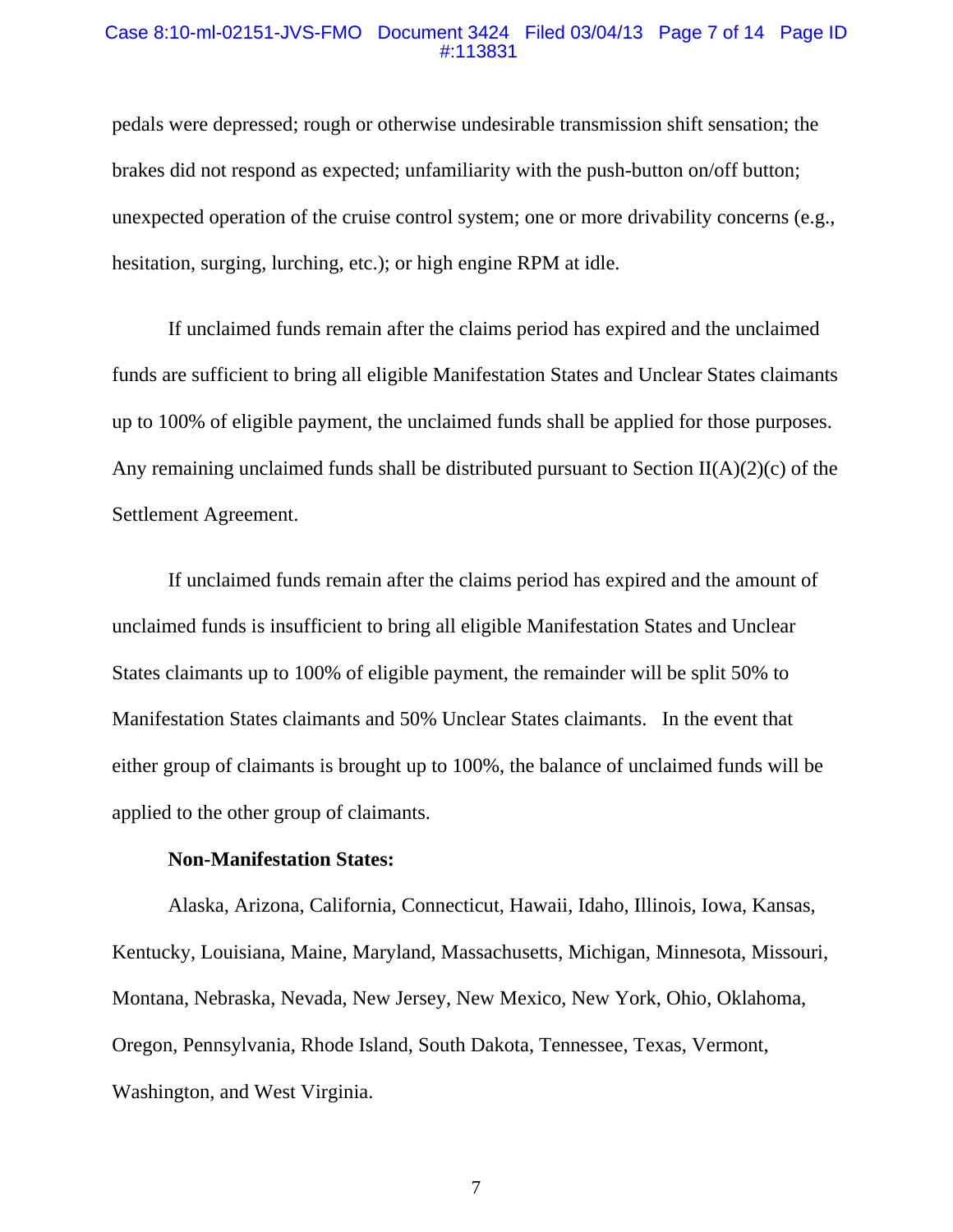pedals were depressed; rough or otherwise undesirable transmission shift sensation; the brakes did not respond as expected; unfamiliarity with the push-button on/off button; unexpected operation of the cruise control system; one or more drivability concerns (e.g., hesitation, surging, lurching, etc.); or high engine RPM at idle.

If unclaimed funds remain after the claims period has expired and the unclaimed funds are sufficient to bring all eligible Manifestation States and Unclear States claimants up to 100% of eligible payment, the unclaimed funds shall be applied for those purposes. Any remaining unclaimed funds shall be distributed pursuant to Section II(A)(2)(c) of the Settlement Agreement.

If unclaimed funds remain after the claims period has expired and the amount of unclaimed funds is insufficient to bring all eligible Manifestation States and Unclear States claimants up to 100% of eligible payment, the remainder will be split 50% to Manifestation States claimants and 50% Unclear States claimants. In the event that either group of claimants is brought up to 100%, the balance of unclaimed funds will be applied to the other group of claimants.

**Non-Manifestation States:**

Alaska, Arizona, California, Connecticut, Hawaii, Idaho, Illinois, Iowa, Kansas, Kentucky, Louisiana, Maine, Maryland, Massachusetts, Michigan, Minnesota, Missouri, Montana, Nebraska, Nevada, New Jersey, New Mexico, New York, Ohio, Oklahoma, Oregon, Pennsylvania, Rhode Island, South Dakota, Tennessee, Texas, Vermont, Washington, and West Virginia.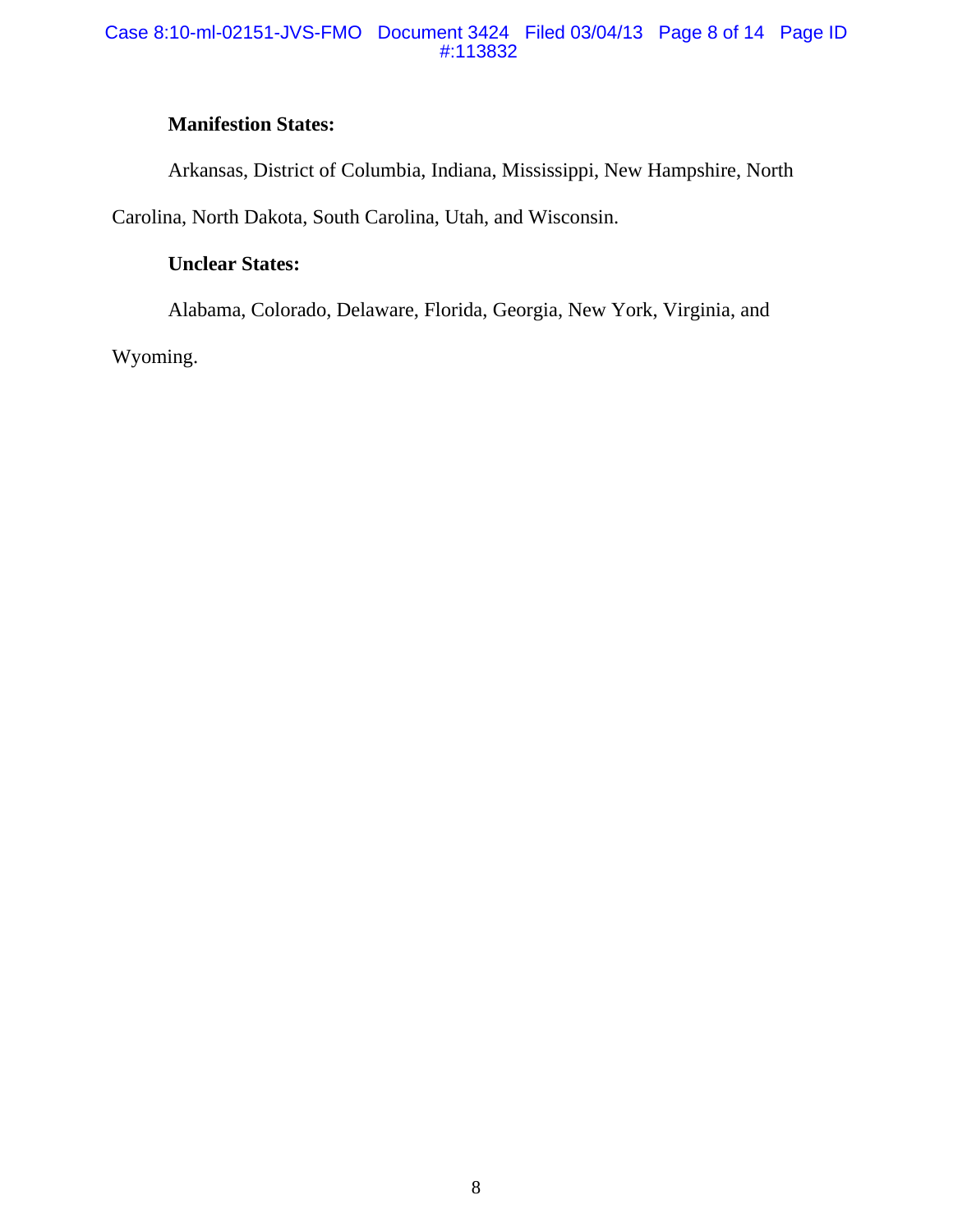**Manifestion States:**

Arkansas, District of Columbia, Indiana, Mississippi, New Hampshire, North Carolina, North Dakota, South Carolina, Utah, and Wisconsin.

**Unclear States:**

Alabama, Colorado, Delaware, Florida, Georgia, New York, Virginia, and Wyoming.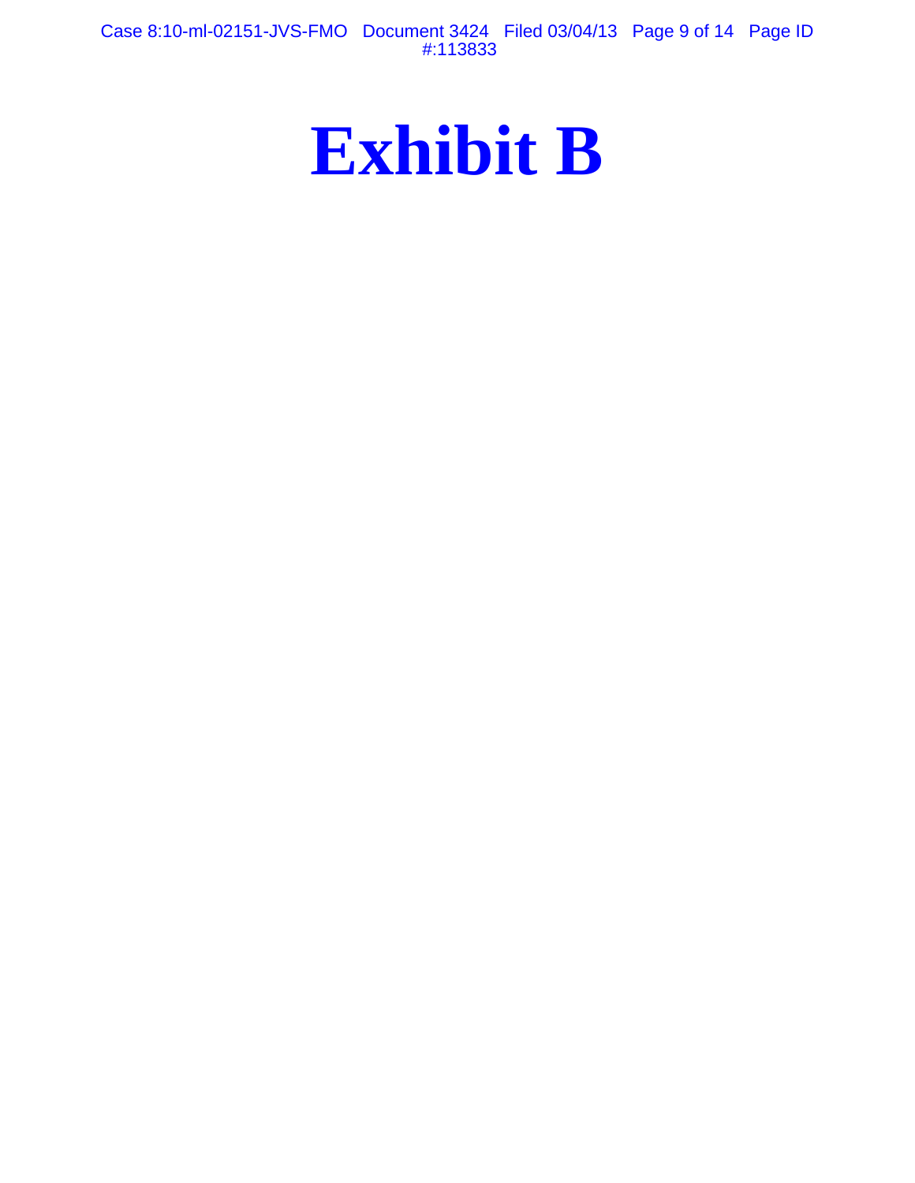# Exhibit B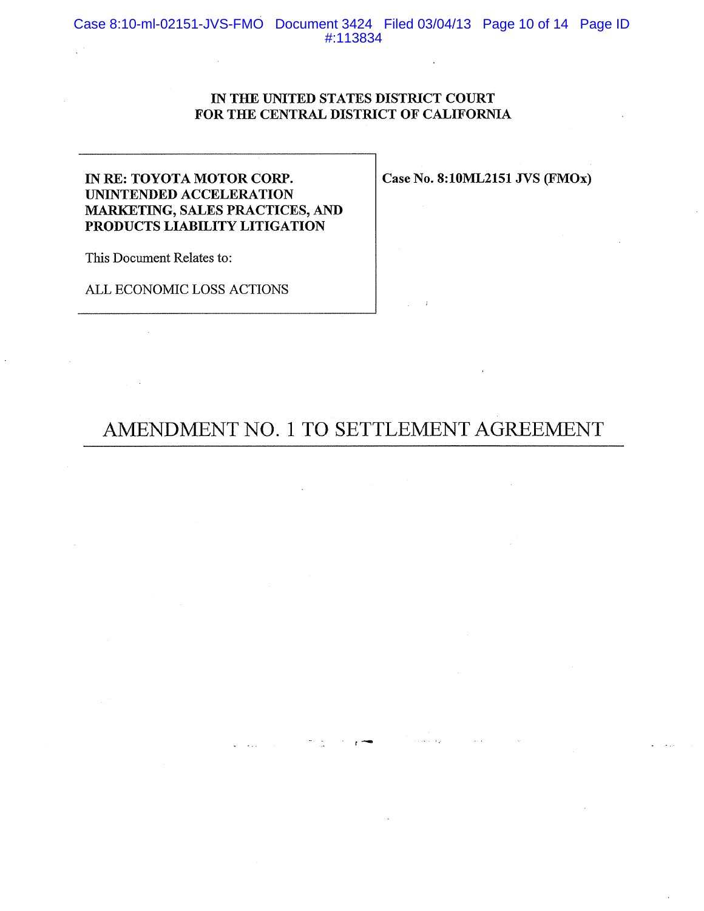**IN THE UNITED STATES DISTRICT COURT**
**FOR THE CENTRAL DISTRICT OF CALIFORNIA**

| | |
|---|---|
| **IN RE: TOYOTA MOTOR CORP. UNINTENDED ACCELERATION MARKETING, SALES PRACTICES, AND PRODUCTS LIABILITY LITIGATION**<br><br>This Document Relates to:<br><br>ALL ECONOMIC LOSS ACTIONS | **Case No. 8:10ML2151 JVS (FMOx)** |

# AMENDMENT NO. 1 TO SETTLEMENT AGREEMENT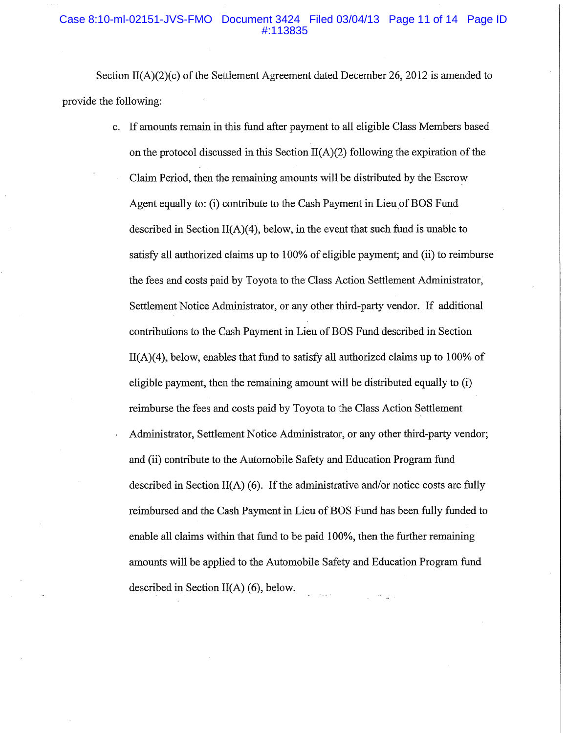Section II(A)(2)(c) of the Settlement Agreement dated December 26, 2012 is amended to provide the following:

c. If amounts remain in this fund after payment to all eligible Class Members based on the protocol discussed in this Section II(A)(2) following the expiration of the Claim Period, then the remaining amounts will be distributed by the Escrow Agent equally to: (i) contribute to the Cash Payment in Lieu of BOS Fund described in Section II(A)(4), below, in the event that such fund is unable to satisfy all authorized claims up to 100% of eligible payment; and (ii) to reimburse the fees and costs paid by Toyota to the Class Action Settlement Administrator, Settlement Notice Administrator, or any other third-party vendor. If additional contributions to the Cash Payment in Lieu of BOS Fund described in Section II(A)(4), below, enables that fund to satisfy all authorized claims up to 100% of eligible payment, then the remaining amount will be distributed equally to (i) reimburse the fees and costs paid by Toyota to the Class Action Settlement Administrator, Settlement Notice Administrator, or any other third-party vendor; and (ii) contribute to the Automobile Safety and Education Program fund described in Section II(A) (6). If the administrative and/or notice costs are fully reimbursed and the Cash Payment in Lieu of BOS Fund has been fully funded to enable all claims within that fund to be paid 100%, then the further remaining amounts will be applied to the Automobile Safety and Education Program fund described in Section II(A) (6), below.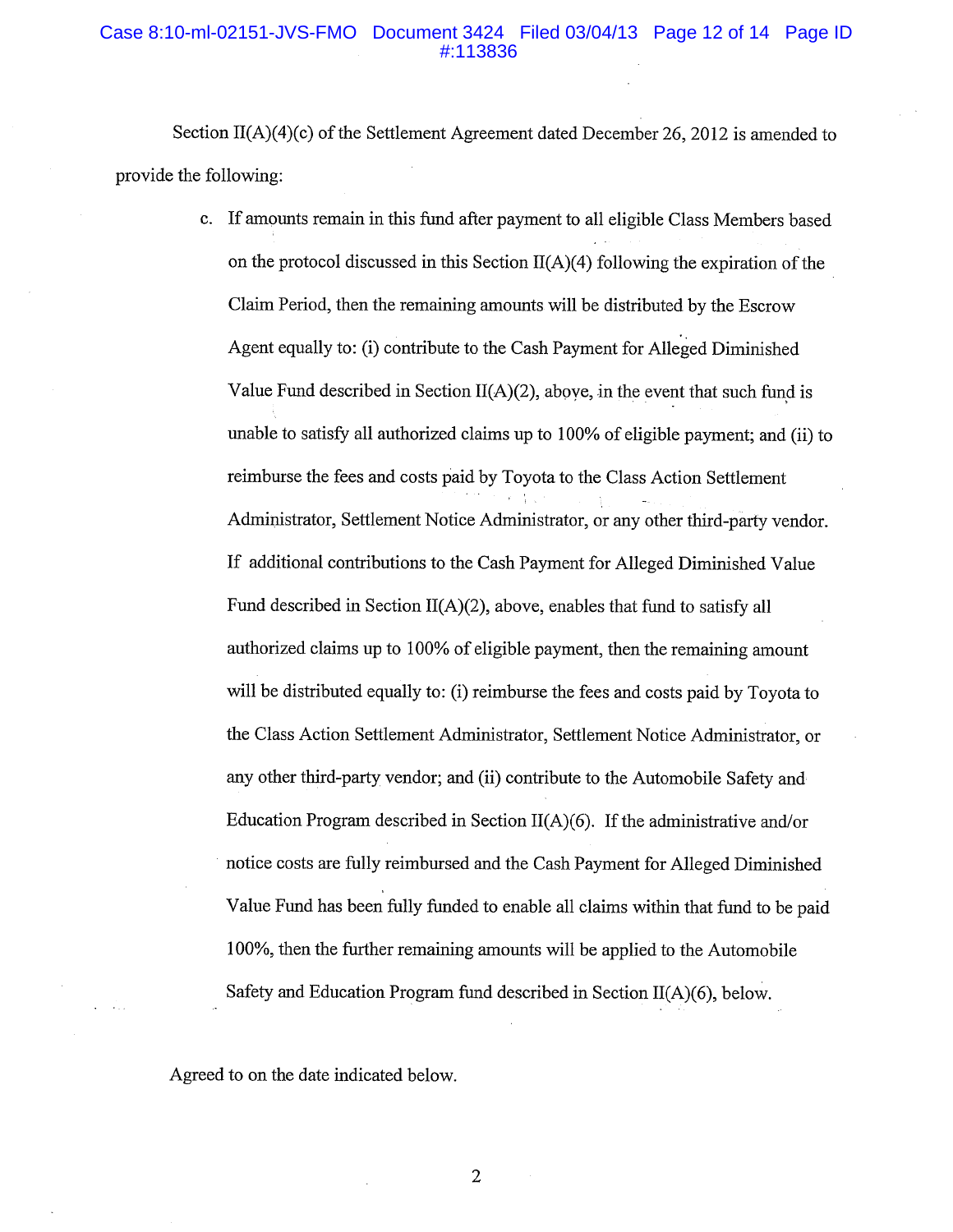Section II(A)(4)(c) of the Settlement Agreement dated December 26, 2012 is amended to provide the following:

c. If amounts remain in this fund after payment to all eligible Class Members based on the protocol discussed in this Section II(A)(4) following the expiration of the Claim Period, then the remaining amounts will be distributed by the Escrow Agent equally to: (i) contribute to the Cash Payment for Alleged Diminished Value Fund described in Section II(A)(2), above, in the event that such fund is unable to satisfy all authorized claims up to 100% of eligible payment; and (ii) to reimburse the fees and costs paid by Toyota to the Class Action Settlement Administrator, Settlement Notice Administrator, or any other third-party vendor. If additional contributions to the Cash Payment for Alleged Diminished Value Fund described in Section II(A)(2), above, enables that fund to satisfy all authorized claims up to 100% of eligible payment, then the remaining amount will be distributed equally to: (i) reimburse the fees and costs paid by Toyota to the Class Action Settlement Administrator, Settlement Notice Administrator, or any other third-party vendor; and (ii) contribute to the Automobile Safety and Education Program described in Section II(A)(6). If the administrative and/or notice costs are fully reimbursed and the Cash Payment for Alleged Diminished Value Fund has been fully funded to enable all claims within that fund to be paid 100%, then the further remaining amounts will be applied to the Automobile Safety and Education Program fund described in Section II(A)(6), below.

Agreed to on the date indicated below.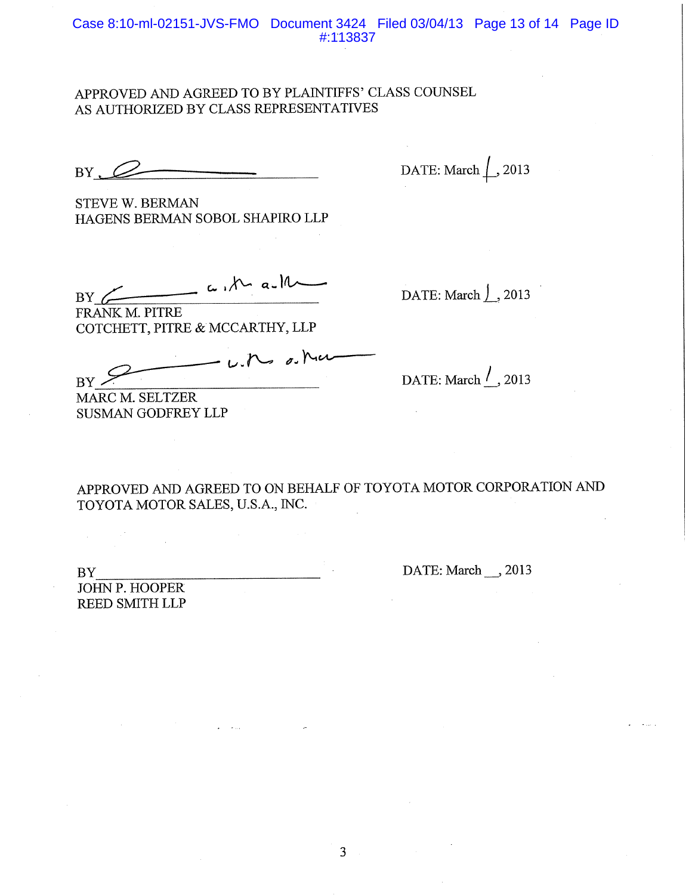APPROVED AND AGREED TO BY PLAINTIFFS' CLASS COUNSEL AS AUTHORIZED BY CLASS REPRESENTATIVES

BY ______________________________ DATE: March 1, 2013

STEVE W. BERMAN
HAGENS BERMAN SOBOL SHAPIRO LLP

BY ______________________________ DATE: March 1, 2013

FRANK M. PITRE
COTCHETT, PITRE & MCCARTHY, LLP

BY ______________________________ DATE: March 1, 2013

MARC M. SELTZER
SUSMAN GODFREY LLP

APPROVED AND AGREED TO ON BEHALF OF TOYOTA MOTOR CORPORATION AND TOYOTA MOTOR SALES, U.S.A., INC.

BY ______________________________ DATE: March __, 2013

JOHN P. HOOPER
REED SMITH LLP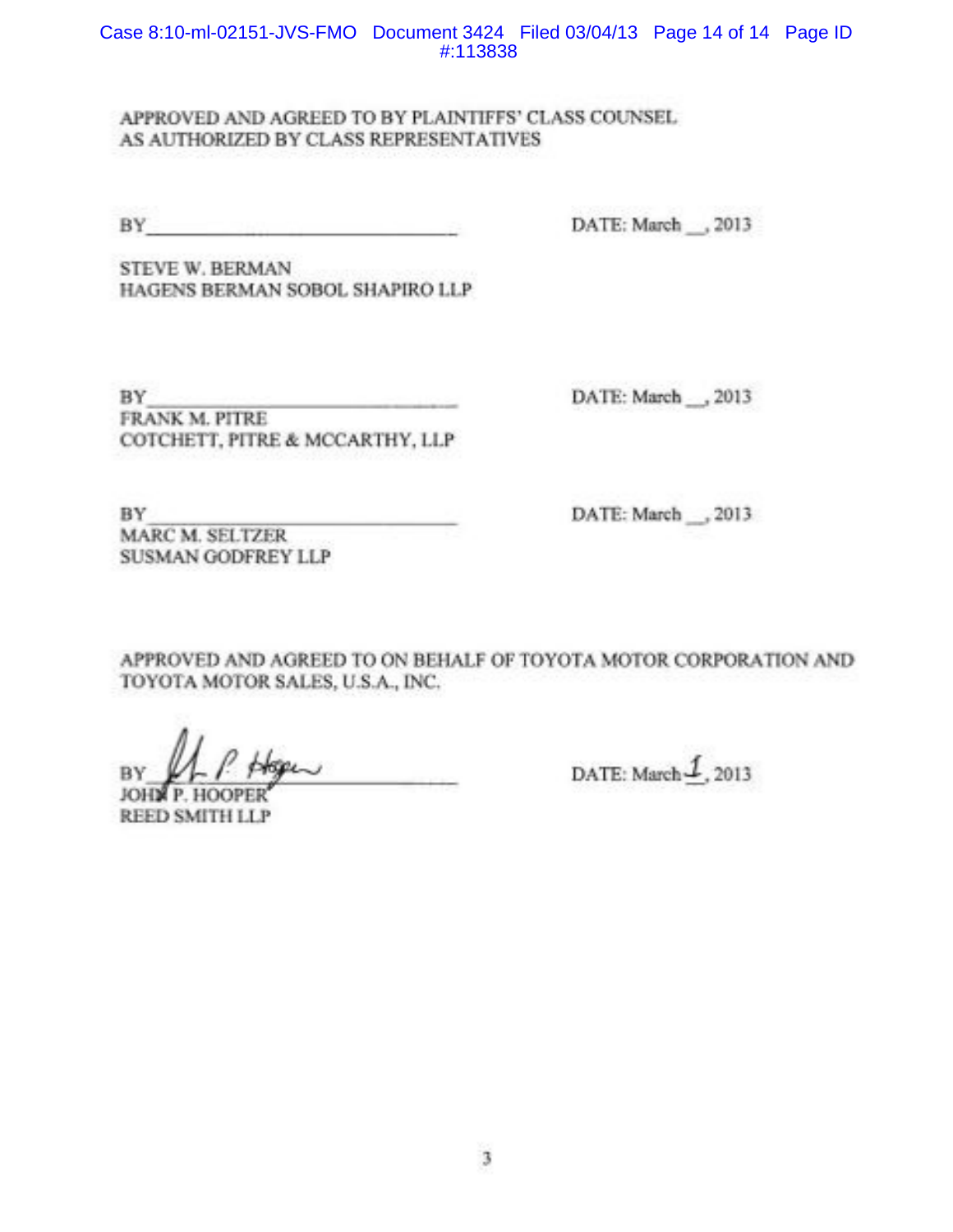APPROVED AND AGREED TO BY PLAINTIFFS' CLASS COUNSEL AS AUTHORIZED BY CLASS REPRESENTATIVES

BY______________________________ DATE: March __, 2013

STEVE W. BERMAN
HAGENS BERMAN SOBOL SHAPIRO LLP

BY______________________________ DATE: March __, 2013
FRANK M. PITRE
COTCHETT, PITRE & MCCARTHY, LLP

BY______________________________ DATE: March __, 2013
MARC M. SELTZER
SUSMAN GODFREY LLP

APPROVED AND AGREED TO ON BEHALF OF TOYOTA MOTOR CORPORATION AND TOYOTA MOTOR SALES, U.S.A., INC.

BY *[signature]* DATE: March 1, 2013
JOHN P. HOOPER
REED SMITH LLP